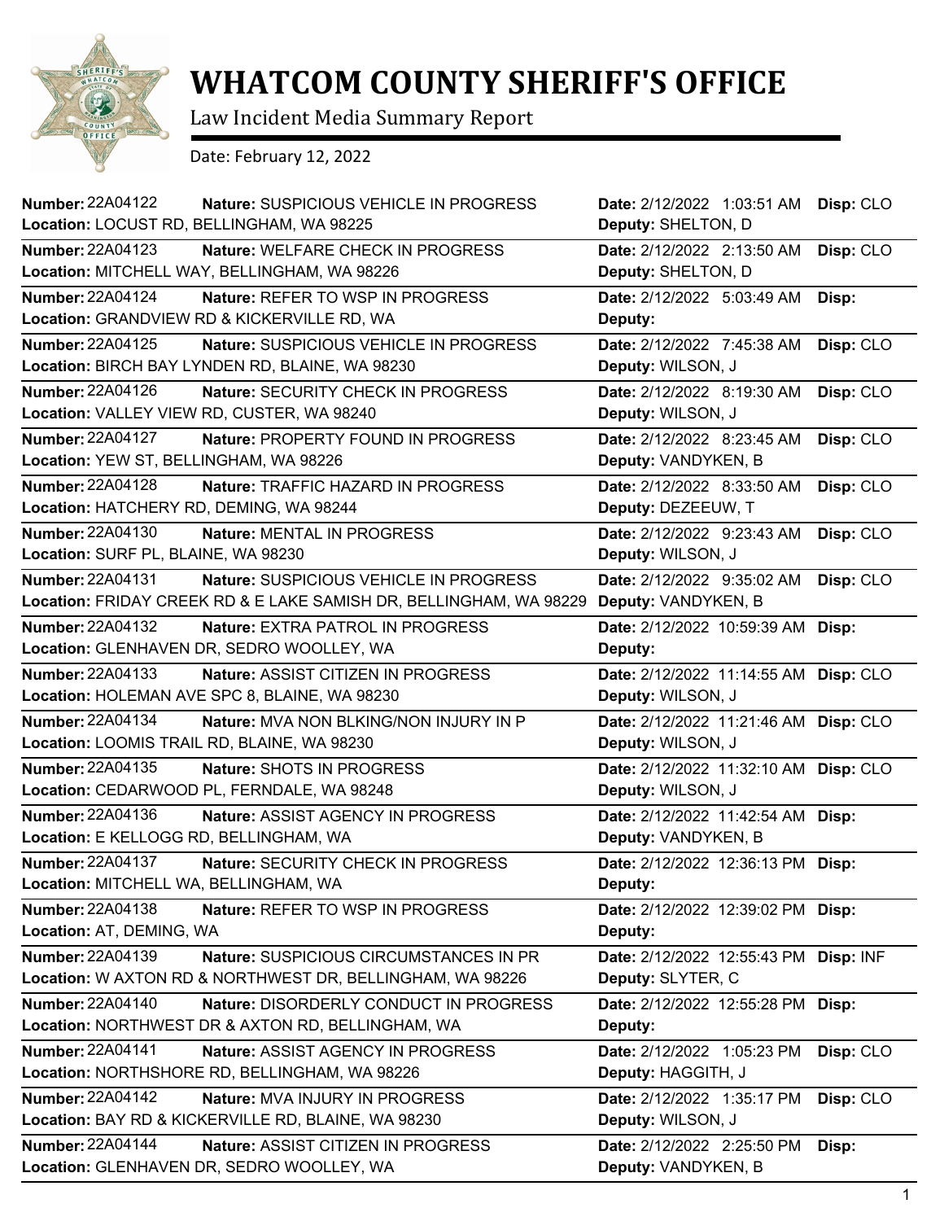# WHATCOM COUNTY SHERIFF'S OFFICE

Law Incident Media Summary Report

Date: February 12, 2022

**Number:** 22A04122 **Nature:** SUSPICIOUS VEHICLE IN PROGRESS **Date:** 2/12/2022 1:03:51 AM **Disp:** CLO
**Location:** LOCUST RD, BELLINGHAM, WA 98225 **Deputy:** SHELTON, D

**Number:** 22A04123 **Nature:** WELFARE CHECK IN PROGRESS **Date:** 2/12/2022 2:13:50 AM **Disp:** CLO
**Location:** MITCHELL WAY, BELLINGHAM, WA 98226 **Deputy:** SHELTON, D

**Number:** 22A04124 **Nature:** REFER TO WSP IN PROGRESS **Date:** 2/12/2022 5:03:49 AM **Disp:**
**Location:** GRANDVIEW RD & KICKERVILLE RD, WA **Deputy:**

**Number:** 22A04125 **Nature:** SUSPICIOUS VEHICLE IN PROGRESS **Date:** 2/12/2022 7:45:38 AM **Disp:** CLO
**Location:** BIRCH BAY LYNDEN RD, BLAINE, WA 98230 **Deputy:** WILSON, J

**Number:** 22A04126 **Nature:** SECURITY CHECK IN PROGRESS **Date:** 2/12/2022 8:19:30 AM **Disp:** CLO
**Location:** VALLEY VIEW RD, CUSTER, WA 98240 **Deputy:** WILSON, J

**Number:** 22A04127 **Nature:** PROPERTY FOUND IN PROGRESS **Date:** 2/12/2022 8:23:45 AM **Disp:** CLO
**Location:** YEW ST, BELLINGHAM, WA 98226 **Deputy:** VANDYKEN, B

**Number:** 22A04128 **Nature:** TRAFFIC HAZARD IN PROGRESS **Date:** 2/12/2022 8:33:50 AM **Disp:** CLO
**Location:** HATCHERY RD, DEMING, WA 98244 **Deputy:** DEZEEUW, T

**Number:** 22A04130 **Nature:** MENTAL IN PROGRESS **Date:** 2/12/2022 9:23:43 AM **Disp:** CLO
**Location:** SURF PL, BLAINE, WA 98230 **Deputy:** WILSON, J

**Number:** 22A04131 **Nature:** SUSPICIOUS VEHICLE IN PROGRESS **Date:** 2/12/2022 9:35:02 AM **Disp:** CLO
**Location:** FRIDAY CREEK RD & E LAKE SAMISH DR, BELLINGHAM, WA 98229 **Deputy:** VANDYKEN, B

**Number:** 22A04132 **Nature:** EXTRA PATROL IN PROGRESS **Date:** 2/12/2022 10:59:39 AM **Disp:**
**Location:** GLENHAVEN DR, SEDRO WOOLLEY, WA **Deputy:**

**Number:** 22A04133 **Nature:** ASSIST CITIZEN IN PROGRESS **Date:** 2/12/2022 11:14:55 AM **Disp:** CLO
**Location:** HOLEMAN AVE SPC 8, BLAINE, WA 98230 **Deputy:** WILSON, J

**Number:** 22A04134 **Nature:** MVA NON BLKING/NON INJURY IN P **Date:** 2/12/2022 11:21:46 AM **Disp:** CLO
**Location:** LOOMIS TRAIL RD, BLAINE, WA 98230 **Deputy:** WILSON, J

**Number:** 22A04135 **Nature:** SHOTS IN PROGRESS **Date:** 2/12/2022 11:32:10 AM **Disp:** CLO
**Location:** CEDARWOOD PL, FERNDALE, WA 98248 **Deputy:** WILSON, J

**Number:** 22A04136 **Nature:** ASSIST AGENCY IN PROGRESS **Date:** 2/12/2022 11:42:54 AM **Disp:**
**Location:** E KELLOGG RD, BELLINGHAM, WA **Deputy:** VANDYKEN, B

**Number:** 22A04137 **Nature:** SECURITY CHECK IN PROGRESS **Date:** 2/12/2022 12:36:13 PM **Disp:**
**Location:** MITCHELL WA, BELLINGHAM, WA **Deputy:**

**Number:** 22A04138 **Nature:** REFER TO WSP IN PROGRESS **Date:** 2/12/2022 12:39:02 PM **Disp:**
**Location:** AT, DEMING, WA **Deputy:**

**Number:** 22A04139 **Nature:** SUSPICIOUS CIRCUMSTANCES IN PR **Date:** 2/12/2022 12:55:43 PM **Disp:** INF
**Location:** W AXTON RD & NORTHWEST DR, BELLINGHAM, WA 98226 **Deputy:** SLYTER, C

**Number:** 22A04140 **Nature:** DISORDERLY CONDUCT IN PROGRESS **Date:** 2/12/2022 12:55:28 PM **Disp:**
**Location:** NORTHWEST DR & AXTON RD, BELLINGHAM, WA **Deputy:**

**Number:** 22A04141 **Nature:** ASSIST AGENCY IN PROGRESS **Date:** 2/12/2022 1:05:23 PM **Disp:** CLO
**Location:** NORTHSHORE RD, BELLINGHAM, WA 98226 **Deputy:** HAGGITH, J

**Number:** 22A04142 **Nature:** MVA INJURY IN PROGRESS **Date:** 2/12/2022 1:35:17 PM **Disp:** CLO
**Location:** BAY RD & KICKERVILLE RD, BLAINE, WA 98230 **Deputy:** WILSON, J

**Number:** 22A04144 **Nature:** ASSIST CITIZEN IN PROGRESS **Date:** 2/12/2022 2:25:50 PM **Disp:**
**Location:** GLENHAVEN DR, SEDRO WOOLLEY, WA **Deputy:** VANDYKEN, B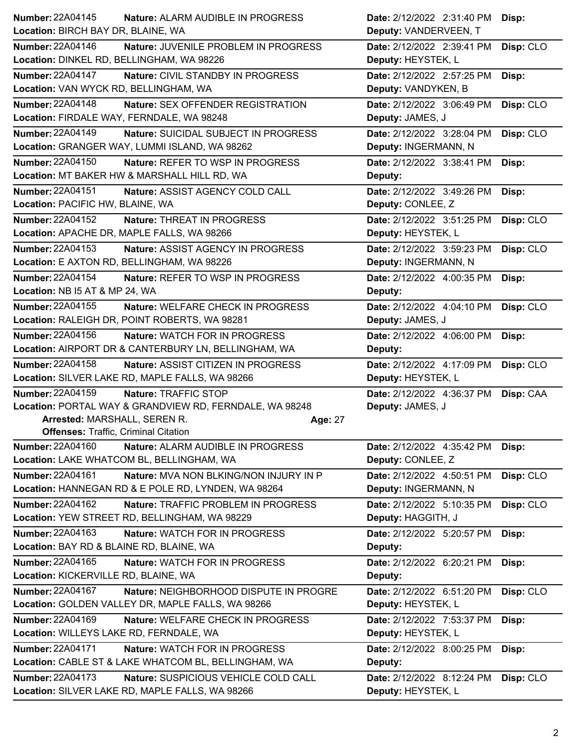**Number:** 22A04145 **Nature:** ALARM AUDIBLE IN PROGRESS **Date:** 2/12/2022 2:31:40 PM **Disp:**
**Location:** BIRCH BAY DR, BLAINE, WA **Deputy:** VANDERVEEN, T

---

**Number:** 22A04146 **Nature:** JUVENILE PROBLEM IN PROGRESS **Date:** 2/12/2022 2:39:41 PM **Disp:** CLO
**Location:** DINKEL RD, BELLINGHAM, WA 98226 **Deputy:** HEYSTEK, L

---

**Number:** 22A04147 **Nature:** CIVIL STANDBY IN PROGRESS **Date:** 2/12/2022 2:57:25 PM **Disp:**
**Location:** VAN WYCK RD, BELLINGHAM, WA **Deputy:** VANDYKEN, B

---

**Number:** 22A04148 **Nature:** SEX OFFENDER REGISTRATION **Date:** 2/12/2022 3:06:49 PM **Disp:** CLO
**Location:** FIRDALE WAY, FERNDALE, WA 98248 **Deputy:** JAMES, J

---

**Number:** 22A04149 **Nature:** SUICIDAL SUBJECT IN PROGRESS **Date:** 2/12/2022 3:28:04 PM **Disp:** CLO
**Location:** GRANGER WAY, LUMMI ISLAND, WA 98262 **Deputy:** INGERMANN, N

---

**Number:** 22A04150 **Nature:** REFER TO WSP IN PROGRESS **Date:** 2/12/2022 3:38:41 PM **Disp:**
**Location:** MT BAKER HW & MARSHALL HILL RD, WA **Deputy:**

---

**Number:** 22A04151 **Nature:** ASSIST AGENCY COLD CALL **Date:** 2/12/2022 3:49:26 PM **Disp:**
**Location:** PACIFIC HW, BLAINE, WA **Deputy:** CONLEE, Z

---

**Number:** 22A04152 **Nature:** THREAT IN PROGRESS **Date:** 2/12/2022 3:51:25 PM **Disp:** CLO
**Location:** APACHE DR, MAPLE FALLS, WA 98266 **Deputy:** HEYSTEK, L

---

**Number:** 22A04153 **Nature:** ASSIST AGENCY IN PROGRESS **Date:** 2/12/2022 3:59:23 PM **Disp:** CLO
**Location:** E AXTON RD, BELLINGHAM, WA 98226 **Deputy:** INGERMANN, N

---

**Number:** 22A04154 **Nature:** REFER TO WSP IN PROGRESS **Date:** 2/12/2022 4:00:35 PM **Disp:**
**Location:** NB I5 AT & MP 24, WA **Deputy:**

---

**Number:** 22A04155 **Nature:** WELFARE CHECK IN PROGRESS **Date:** 2/12/2022 4:04:10 PM **Disp:** CLO
**Location:** RALEIGH DR, POINT ROBERTS, WA 98281 **Deputy:** JAMES, J

---

**Number:** 22A04156 **Nature:** WATCH FOR IN PROGRESS **Date:** 2/12/2022 4:06:00 PM **Disp:**
**Location:** AIRPORT DR & CANTERBURY LN, BELLINGHAM, WA **Deputy:**

---

**Number:** 22A04158 **Nature:** ASSIST CITIZEN IN PROGRESS **Date:** 2/12/2022 4:17:09 PM **Disp:** CLO
**Location:** SILVER LAKE RD, MAPLE FALLS, WA 98266 **Deputy:** HEYSTEK, L

---

**Number:** 22A04159 **Nature:** TRAFFIC STOP **Date:** 2/12/2022 4:36:37 PM **Disp:** CAA
**Location:** PORTAL WAY & GRANDVIEW RD, FERNDALE, WA 98248 **Deputy:** JAMES, J
**Arrested:** MARSHALL, SEREN R. **Age:** 27
**Offenses:** Traffic, Criminal Citation

---

**Number:** 22A04160 **Nature:** ALARM AUDIBLE IN PROGRESS **Date:** 2/12/2022 4:35:42 PM **Disp:**
**Location:** LAKE WHATCOM BL, BELLINGHAM, WA **Deputy:** CONLEE, Z

---

**Number:** 22A04161 **Nature:** MVA NON BLKING/NON INJURY IN P **Date:** 2/12/2022 4:50:51 PM **Disp:** CLO
**Location:** HANNEGAN RD & E POLE RD, LYNDEN, WA 98264 **Deputy:** INGERMANN, N

---

**Number:** 22A04162 **Nature:** TRAFFIC PROBLEM IN PROGRESS **Date:** 2/12/2022 5:10:35 PM **Disp:** CLO
**Location:** YEW STREET RD, BELLINGHAM, WA 98229 **Deputy:** HAGGITH, J

---

**Number:** 22A04163 **Nature:** WATCH FOR IN PROGRESS **Date:** 2/12/2022 5:20:57 PM **Disp:**
**Location:** BAY RD & BLAINE RD, BLAINE, WA **Deputy:**

---

**Number:** 22A04165 **Nature:** WATCH FOR IN PROGRESS **Date:** 2/12/2022 6:20:21 PM **Disp:**
**Location:** KICKERVILLE RD, BLAINE, WA **Deputy:**

---

**Number:** 22A04167 **Nature:** NEIGHBORHOOD DISPUTE IN PROGRE **Date:** 2/12/2022 6:51:20 PM **Disp:** CLO
**Location:** GOLDEN VALLEY DR, MAPLE FALLS, WA 98266 **Deputy:** HEYSTEK, L

---

**Number:** 22A04169 **Nature:** WELFARE CHECK IN PROGRESS **Date:** 2/12/2022 7:53:37 PM **Disp:**
**Location:** WILLEYS LAKE RD, FERNDALE, WA **Deputy:** HEYSTEK, L

---

**Number:** 22A04171 **Nature:** WATCH FOR IN PROGRESS **Date:** 2/12/2022 8:00:25 PM **Disp:**
**Location:** CABLE ST & LAKE WHATCOM BL, BELLINGHAM, WA **Deputy:**

---

**Number:** 22A04173 **Nature:** SUSPICIOUS VEHICLE COLD CALL **Date:** 2/12/2022 8:12:24 PM **Disp:** CLO
**Location:** SILVER LAKE RD, MAPLE FALLS, WA 98266 **Deputy:** HEYSTEK, L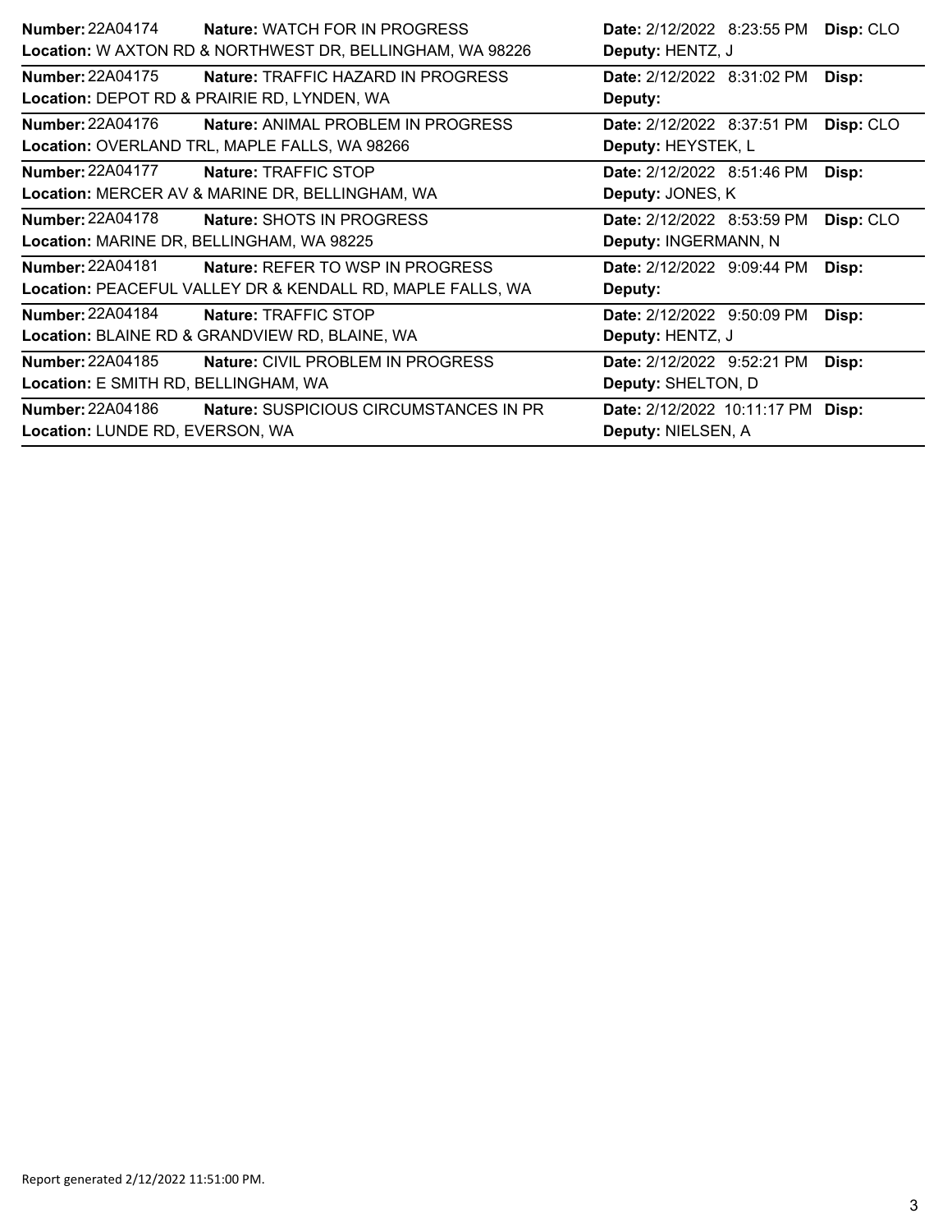**Number:** 22A04174 **Nature:** WATCH FOR IN PROGRESS **Date:** 2/12/2022 8:23:55 PM **Disp:** CLO
**Location:** W AXTON RD & NORTHWEST DR, BELLINGHAM, WA 98226 **Deputy:** HENTZ, J

**Number:** 22A04175 **Nature:** TRAFFIC HAZARD IN PROGRESS **Date:** 2/12/2022 8:31:02 PM **Disp:**
**Location:** DEPOT RD & PRAIRIE RD, LYNDEN, WA **Deputy:**

**Number:** 22A04176 **Nature:** ANIMAL PROBLEM IN PROGRESS **Date:** 2/12/2022 8:37:51 PM **Disp:** CLO
**Location:** OVERLAND TRL, MAPLE FALLS, WA 98266 **Deputy:** HEYSTEK, L

**Number:** 22A04177 **Nature:** TRAFFIC STOP **Date:** 2/12/2022 8:51:46 PM **Disp:**
**Location:** MERCER AV & MARINE DR, BELLINGHAM, WA **Deputy:** JONES, K

**Number:** 22A04178 **Nature:** SHOTS IN PROGRESS **Date:** 2/12/2022 8:53:59 PM **Disp:** CLO
**Location:** MARINE DR, BELLINGHAM, WA 98225 **Deputy:** INGERMANN, N

**Number:** 22A04181 **Nature:** REFER TO WSP IN PROGRESS **Date:** 2/12/2022 9:09:44 PM **Disp:**
**Location:** PEACEFUL VALLEY DR & KENDALL RD, MAPLE FALLS, WA **Deputy:**

**Number:** 22A04184 **Nature:** TRAFFIC STOP **Date:** 2/12/2022 9:50:09 PM **Disp:**
**Location:** BLAINE RD & GRANDVIEW RD, BLAINE, WA **Deputy:** HENTZ, J

**Number:** 22A04185 **Nature:** CIVIL PROBLEM IN PROGRESS **Date:** 2/12/2022 9:52:21 PM **Disp:**
**Location:** E SMITH RD, BELLINGHAM, WA **Deputy:** SHELTON, D

**Number:** 22A04186 **Nature:** SUSPICIOUS CIRCUMSTANCES IN PR **Date:** 2/12/2022 10:11:17 PM **Disp:**
**Location:** LUNDE RD, EVERSON, WA **Deputy:** NIELSEN, A

Report generated 2/12/2022 11:51:00 PM.